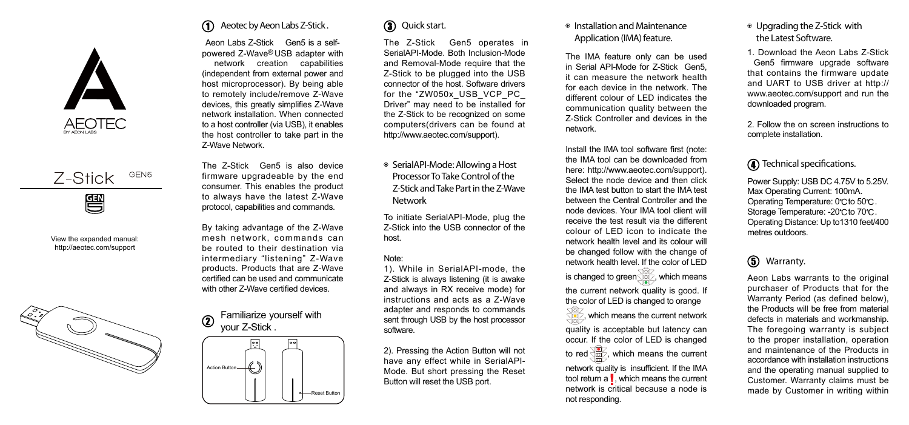AEOTEC
BY AEON LABS

Z-Stick GEN5

View the expanded manual:
http://aeotec.com/support

## ① Aeotec by Aeon Labs Z-Stick.

Aeon Labs Z-Stick Gen5 is a self-powered Z-Wave® USB adapter with network creation capabilities (independent from external power and host microprocessor). By being able to remotely include/remove Z-Wave devices, this greatly simplifies Z-Wave network installation. When connected to a host controller (via USB), it enables the host controller to take part in the Z-Wave Network.

The Z-Stick Gen5 is also device firmware upgradeable by the end consumer. This enables the product to always have the latest Z-Wave protocol, capabilities and commands.

By taking advantage of the Z-Wave mesh network, commands can be routed to their destination via intermediary "listening" Z-Wave products. Products that are Z-Wave certified can be used and communicate with other Z-Wave certified devices.

## ② Familiarize yourself with your Z-Stick.

Action Button

Reset Button

## ③ Quick start.

The Z-Stick Gen5 operates in SerialAPI-Mode. Both Inclusion-Mode and Removal-Mode require that the Z-Stick to be plugged into the USB connector of the host. Software drivers for the "ZW050x_USB_VCP_PC_Driver" may need to be installed for the Z-Stick to be recognized on some computers(drivers can be found at http://www.aeotec.com/support).

### SerialAPI-Mode: Allowing a Host Processor To Take Control of the Z-Stick and Take Part in the Z-Wave Network

To initiate SerialAPI-Mode, plug the Z-Stick into the USB connector of the host.

Note:

1). While in SerialAPI-mode, the Z-Stick is always listening (it is awake and always in RX receive mode) for instructions and acts as a Z-Wave adapter and responds to commands sent through USB by the host processor software.

2). Pressing the Action Button will not have any effect while in SerialAPI-Mode. But short pressing the Reset Button will reset the USB port.

### Installation and Maintenance Application (IMA) feature.

The IMA feature only can be used in Serial API-Mode for Z-Stick Gen5, it can measure the network health for each device in the network. The different colour of LED indicates the communication quality between the Z-Stick Controller and devices in the network.

Install the IMA tool software first (note: the IMA tool can be downloaded from here: http://www.aeotec.com/support). Select the node device and then click the IMA test button to start the IMA test between the Central Controller and the node devices. Your IMA tool client will receive the test result via the different colour of LED icon to indicate the network health level and its colour will be changed follow with the change of network health level. If the color of LED is changed to green, which means the current network quality is good. If the color of LED is changed to orange, which means the current network quality is acceptable but latency can occur. If the color of LED is changed to red, which means the current network quality is insufficient. If the IMA tool return a !, which means the current network is critical because a node is not responding.

### Upgrading the Z-Stick with the Latest Software.

1. Download the Aeon Labs Z-Stick Gen5 firmware upgrade software that contains the firmware update and UART to USB driver at http://www.aeotec.com/support and run the downloaded program.

2. Follow the on screen instructions to complete installation.

## ④ Technical specifications.

Power Supply: USB DC 4.75V to 5.25V.
Max Operating Current: 100mA.
Operating Temperature: 0℃ to 50℃.
Storage Temperature: -20℃ to 70℃.
Operating Distance: Up to1310 feet/400 metres outdoors.

## ⑤ Warranty.

Aeon Labs warrants to the original purchaser of Products that for the Warranty Period (as defined below), the Products will be free from material defects in materials and workmanship. The foregoing warranty is subject to the proper installation, operation and maintenance of the Products in accordance with installation instructions and the operating manual supplied to Customer. Warranty claims must be made by Customer in writing within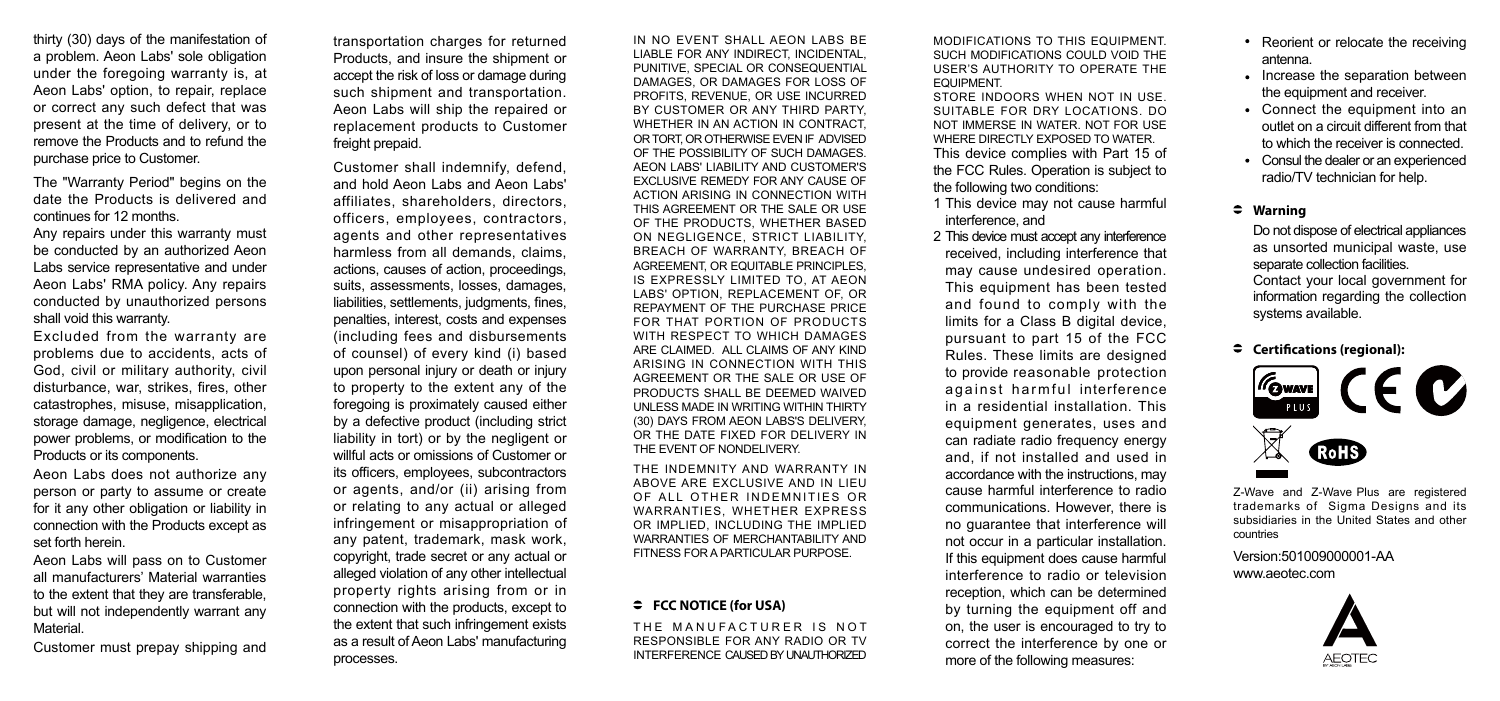thirty (30) days of the manifestation of a problem. Aeon Labs' sole obligation under the foregoing warranty is, at Aeon Labs' option, to repair, replace or correct any such defect that was present at the time of delivery, or to remove the Products and to refund the purchase price to Customer.

The "Warranty Period" begins on the date the Products is delivered and continues for 12 months.

Any repairs under this warranty must be conducted by an authorized Aeon Labs service representative and under Aeon Labs' RMA policy. Any repairs conducted by unauthorized persons shall void this warranty.

Excluded from the warranty are problems due to accidents, acts of God, civil or military authority, civil disturbance, war, strikes, fires, other catastrophes, misuse, misapplication, storage damage, negligence, electrical power problems, or modification to the Products or its components.

Aeon Labs does not authorize any person or party to assume or create for it any other obligation or liability in connection with the Products except as set forth herein.

Aeon Labs will pass on to Customer all manufacturers' Material warranties to the extent that they are transferable, but will not independently warrant any Material.

Customer must prepay shipping and transportation charges for returned Products, and insure the shipment or accept the risk of loss or damage during such shipment and transportation. Aeon Labs will ship the repaired or replacement products to Customer freight prepaid.

Customer shall indemnify, defend, and hold Aeon Labs and Aeon Labs' affiliates, shareholders, directors, officers, employees, contractors, agents and other representatives harmless from all demands, claims, actions, causes of action, proceedings, suits, assessments, losses, damages, liabilities, settlements, judgments, fines, penalties, interest, costs and expenses (including fees and disbursements of counsel) of every kind (i) based upon personal injury or death or injury to property to the extent any of the foregoing is proximately caused either by a defective product (including strict liability in tort) or by the negligent or willful acts or omissions of Customer or its officers, employees, subcontractors or agents, and/or (ii) arising from or relating to any actual or alleged infringement or misappropriation of any patent, trademark, mask work, copyright, trade secret or any actual or alleged violation of any other intellectual property rights arising from or in connection with the products, except to the extent that such infringement exists as a result of Aeon Labs' manufacturing processes.

IN NO EVENT SHALL AEON LABS BE LIABLE FOR ANY INDIRECT, INCIDENTAL, PUNITIVE, SPECIAL OR CONSEQUENTIAL DAMAGES, OR DAMAGES FOR LOSS OF PROFITS, REVENUE, OR USE INCURRED BY CUSTOMER OR ANY THIRD PARTY, WHETHER IN AN ACTION IN CONTRACT, OR TORT, OR OTHERWISE EVEN IF ADVISED OF THE POSSIBILITY OF SUCH DAMAGES. AEON LABS' LIABILITY AND CUSTOMER'S EXCLUSIVE REMEDY FOR ANY CAUSE OF ACTION ARISING IN CONNECTION WITH THIS AGREEMENT OR THE SALE OR USE OF THE PRODUCTS, WHETHER BASED ON NEGLIGENCE, STRICT LIABILITY, BREACH OF WARRANTY, BREACH OF AGREEMENT, OR EQUITABLE PRINCIPLES, IS EXPRESSLY LIMITED TO, AT AEON LABS' OPTION, REPLACEMENT OF, OR REPAYMENT OF THE PURCHASE PRICE FOR THAT PORTION OF PRODUCTS WITH RESPECT TO WHICH DAMAGES ARE CLAIMED. ALL CLAIMS OF ANY KIND ARISING IN CONNECTION WITH THIS AGREEMENT OR THE SALE OR USE OF PRODUCTS SHALL BE DEEMED WAIVED UNLESS MADE IN WRITING WITHIN THIRTY (30) DAYS FROM AEON LABS'S DELIVERY, OR THE DATE FIXED FOR DELIVERY IN THE EVENT OF NONDELIVERY.

THE INDEMNITY AND WARRANTY IN ABOVE ARE EXCLUSIVE AND IN LIEU OF ALL OTHER INDEMNITIES OR WARRANTIES, WHETHER EXPRESS OR IMPLIED, INCLUDING THE IMPLIED WARRANTIES OF MERCHANTABILITY AND FITNESS FOR A PARTICULAR PURPOSE.

## FCC NOTICE (for USA)

THE MANUFACTURER IS NOT RESPONSIBLE FOR ANY RADIO OR TV INTERFERENCE CAUSED BY UNAUTHORIZED MODIFICATIONS TO THIS EQUIPMENT. SUCH MODIFICATIONS COULD VOID THE USER'S AUTHORITY TO OPERATE THE EQUIPMENT.

STORE INDOORS WHEN NOT IN USE. SUITABLE FOR DRY LOCATIONS. DO NOT IMMERSE IN WATER. NOT FOR USE WHERE DIRECTLY EXPOSED TO WATER.

This device complies with Part 15 of the FCC Rules. Operation is subject to the following two conditions:

1 This device may not cause harmful interference, and
2 This device must accept any interference received, including interference that may cause undesired operation.

This equipment has been tested and found to comply with the limits for a Class B digital device, pursuant to part 15 of the FCC Rules. These limits are designed to provide reasonable protection against harmful interference in a residential installation. This equipment generates, uses and can radiate radio frequency energy and, if not installed and used in accordance with the instructions, may cause harmful interference to radio communications. However, there is no guarantee that interference will not occur in a particular installation. If this equipment does cause harmful interference to radio or television reception, which can be determined by turning the equipment off and on, the user is encouraged to try to correct the interference by one or more of the following measures:

- Reorient or relocate the receiving antenna.
- Increase the separation between the equipment and receiver.
- Connect the equipment into an outlet on a circuit different from that to which the receiver is connected.
- Consul the dealer or an experienced radio/TV technician for help.

## Warning

Do not dispose of electrical appliances as unsorted municipal waste, use separate collection facilities.
Contact your local government for information regarding the collection systems available.

## Certifications (regional):

Z-Wave and Z-Wave Plus are registered trademarks of Sigma Designs and its subsidiaries in the United States and other countries

Version:501009000001-AA
www.aeotec.com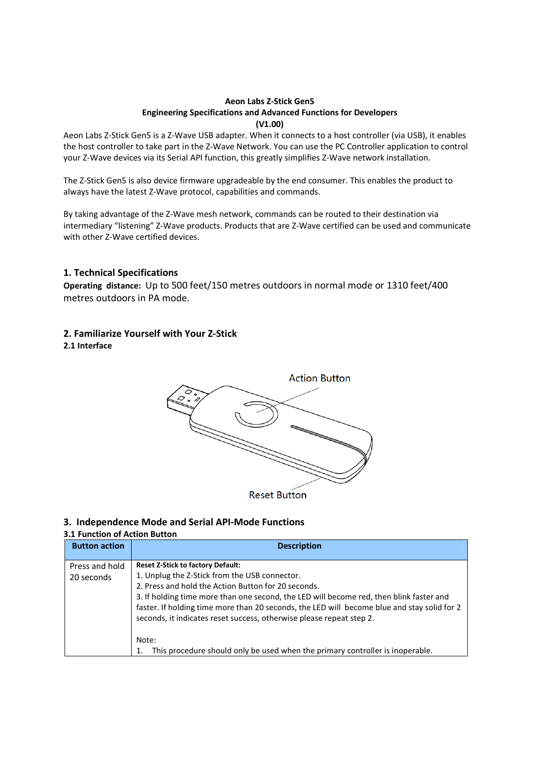**Aeon Labs Z-Stick Gen5**
**Engineering Specifications and Advanced Functions for Developers**
**(V1.00)**

Aeon Labs Z-Stick Gen5 is a Z-Wave USB adapter. When it connects to a host controller (via USB), it enables the host controller to take part in the Z-Wave Network. You can use the PC Controller application to control your Z-Wave devices via its Serial API function, this greatly simplifies Z-Wave network installation.

The Z-Stick Gen5 is also device firmware upgradeable by the end consumer. This enables the product to always have the latest Z-Wave protocol, capabilities and commands.

By taking advantage of the Z-Wave mesh network, commands can be routed to their destination via intermediary "listening" Z-Wave products. Products that are Z-Wave certified can be used and communicate with other Z-Wave certified devices.

## 1. Technical Specifications

**Operating distance:** Up to 500 feet/150 metres outdoors in normal mode or 1310 feet/400 metres outdoors in PA mode.

## 2. Familiarize Yourself with Your Z-Stick

### 2.1 Interface

Action Button

Reset Button

## 3. Independence Mode and Serial API-Mode Functions

### 3.1 Function of Action Button

| Button action | Description |
|---|---|
| Press and hold 20 seconds | **Reset Z-Stick to factory Default:**<br>1. Unplug the Z-Stick from the USB connector.<br>2. Press and hold the Action Button for 20 seconds.<br>3. If holding time more than one second, the LED will become red, then blink faster and faster. If holding time more than 20 seconds, the LED will become blue and stay solid for 2 seconds, it indicates reset success, otherwise please repeat step 2.<br><br>Note:<br>1. This procedure should only be used when the primary controller is inoperable. |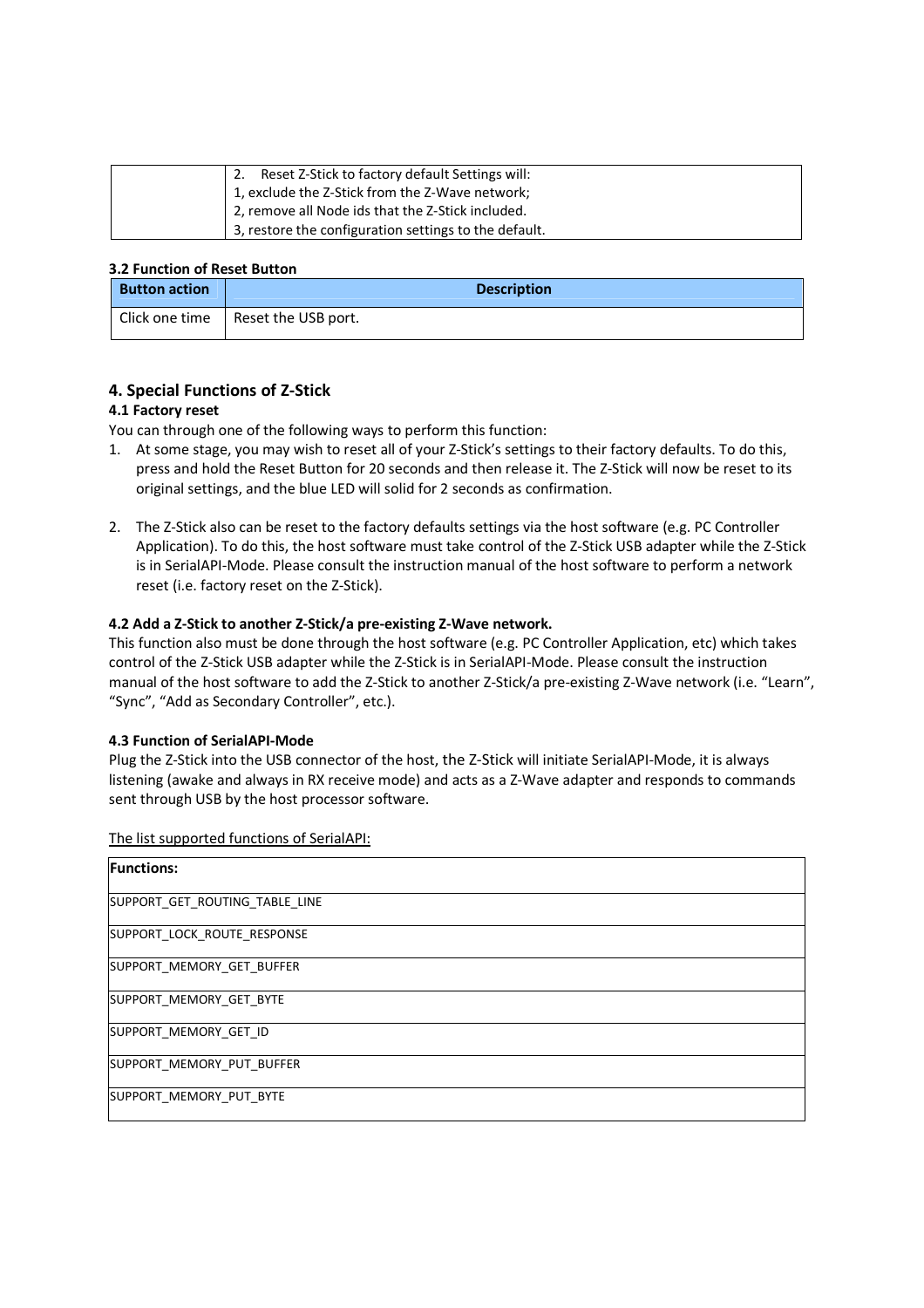| | 2. Reset Z-Stick to factory default Settings will:<br>1, exclude the Z-Stick from the Z-Wave network;<br>2, remove all Node ids that the Z-Stick included.<br>3, restore the configuration settings to the default. |
|---|---|

**3.2 Function of Reset Button**

| Button action | Description |
|---|---|
| Click one time | Reset the USB port. |

## 4. Special Functions of Z-Stick

### 4.1 Factory reset

You can through one of the following ways to perform this function:

1. At some stage, you may wish to reset all of your Z-Stick's settings to their factory defaults. To do this, press and hold the Reset Button for 20 seconds and then release it. The Z-Stick will now be reset to its original settings, and the blue LED will solid for 2 seconds as confirmation.

2. The Z-Stick also can be reset to the factory defaults settings via the host software (e.g. PC Controller Application). To do this, the host software must take control of the Z-Stick USB adapter while the Z-Stick is in SerialAPI-Mode. Please consult the instruction manual of the host software to perform a network reset (i.e. factory reset on the Z-Stick).

### 4.2 Add a Z-Stick to another Z-Stick/a pre-existing Z-Wave network.

This function also must be done through the host software (e.g. PC Controller Application, etc) which takes control of the Z-Stick USB adapter while the Z-Stick is in SerialAPI-Mode. Please consult the instruction manual of the host software to add the Z-Stick to another Z-Stick/a pre-existing Z-Wave network (i.e. "Learn", "Sync", "Add as Secondary Controller", etc.).

### 4.3 Function of SerialAPI-Mode

Plug the Z-Stick into the USB connector of the host, the Z-Stick will initiate SerialAPI-Mode, it is always listening (awake and always in RX receive mode) and acts as a Z-Wave adapter and responds to commands sent through USB by the host processor software.

The list supported functions of SerialAPI:

| **Functions:** |
|---|
| SUPPORT_GET_ROUTING_TABLE_LINE |
| SUPPORT_LOCK_ROUTE_RESPONSE |
| SUPPORT_MEMORY_GET_BUFFER |
| SUPPORT_MEMORY_GET_BYTE |
| SUPPORT_MEMORY_GET_ID |
| SUPPORT_MEMORY_PUT_BUFFER |
| SUPPORT_MEMORY_PUT_BYTE |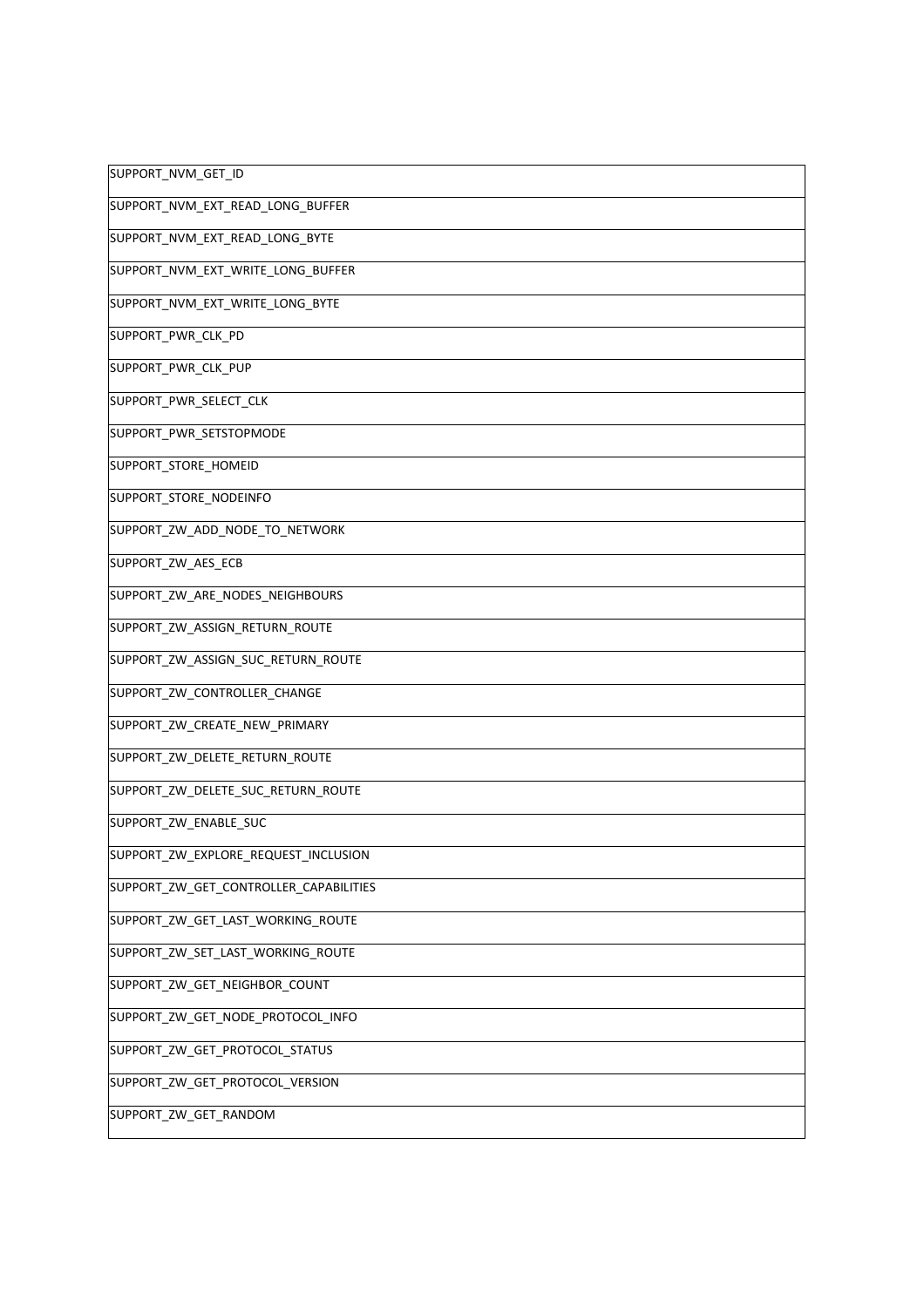| SUPPORT_NVM_GET_ID |
|---|
| SUPPORT_NVM_EXT_READ_LONG_BUFFER |
| SUPPORT_NVM_EXT_READ_LONG_BYTE |
| SUPPORT_NVM_EXT_WRITE_LONG_BUFFER |
| SUPPORT_NVM_EXT_WRITE_LONG_BYTE |
| SUPPORT_PWR_CLK_PD |
| SUPPORT_PWR_CLK_PUP |
| SUPPORT_PWR_SELECT_CLK |
| SUPPORT_PWR_SETSTOPMODE |
| SUPPORT_STORE_HOMEID |
| SUPPORT_STORE_NODEINFO |
| SUPPORT_ZW_ADD_NODE_TO_NETWORK |
| SUPPORT_ZW_AES_ECB |
| SUPPORT_ZW_ARE_NODES_NEIGHBOURS |
| SUPPORT_ZW_ASSIGN_RETURN_ROUTE |
| SUPPORT_ZW_ASSIGN_SUC_RETURN_ROUTE |
| SUPPORT_ZW_CONTROLLER_CHANGE |
| SUPPORT_ZW_CREATE_NEW_PRIMARY |
| SUPPORT_ZW_DELETE_RETURN_ROUTE |
| SUPPORT_ZW_DELETE_SUC_RETURN_ROUTE |
| SUPPORT_ZW_ENABLE_SUC |
| SUPPORT_ZW_EXPLORE_REQUEST_INCLUSION |
| SUPPORT_ZW_GET_CONTROLLER_CAPABILITIES |
| SUPPORT_ZW_GET_LAST_WORKING_ROUTE |
| SUPPORT_ZW_SET_LAST_WORKING_ROUTE |
| SUPPORT_ZW_GET_NEIGHBOR_COUNT |
| SUPPORT_ZW_GET_NODE_PROTOCOL_INFO |
| SUPPORT_ZW_GET_PROTOCOL_STATUS |
| SUPPORT_ZW_GET_PROTOCOL_VERSION |
| SUPPORT_ZW_GET_RANDOM |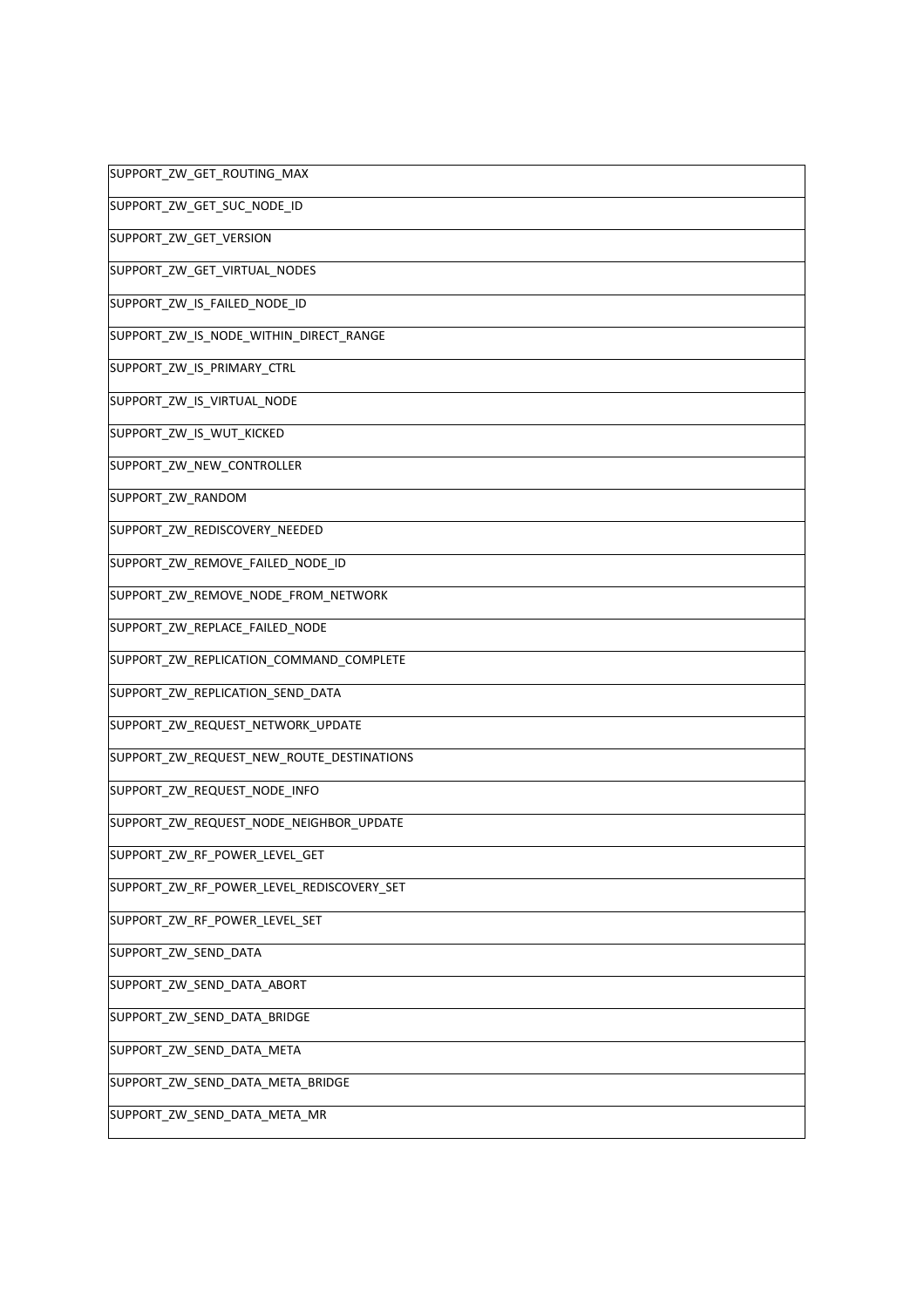| SUPPORT_ZW_GET_ROUTING_MAX |
|---|
| SUPPORT_ZW_GET_SUC_NODE_ID |
| SUPPORT_ZW_GET_VERSION |
| SUPPORT_ZW_GET_VIRTUAL_NODES |
| SUPPORT_ZW_IS_FAILED_NODE_ID |
| SUPPORT_ZW_IS_NODE_WITHIN_DIRECT_RANGE |
| SUPPORT_ZW_IS_PRIMARY_CTRL |
| SUPPORT_ZW_IS_VIRTUAL_NODE |
| SUPPORT_ZW_IS_WUT_KICKED |
| SUPPORT_ZW_NEW_CONTROLLER |
| SUPPORT_ZW_RANDOM |
| SUPPORT_ZW_REDISCOVERY_NEEDED |
| SUPPORT_ZW_REMOVE_FAILED_NODE_ID |
| SUPPORT_ZW_REMOVE_NODE_FROM_NETWORK |
| SUPPORT_ZW_REPLACE_FAILED_NODE |
| SUPPORT_ZW_REPLICATION_COMMAND_COMPLETE |
| SUPPORT_ZW_REPLICATION_SEND_DATA |
| SUPPORT_ZW_REQUEST_NETWORK_UPDATE |
| SUPPORT_ZW_REQUEST_NEW_ROUTE_DESTINATIONS |
| SUPPORT_ZW_REQUEST_NODE_INFO |
| SUPPORT_ZW_REQUEST_NODE_NEIGHBOR_UPDATE |
| SUPPORT_ZW_RF_POWER_LEVEL_GET |
| SUPPORT_ZW_RF_POWER_LEVEL_REDISCOVERY_SET |
| SUPPORT_ZW_RF_POWER_LEVEL_SET |
| SUPPORT_ZW_SEND_DATA |
| SUPPORT_ZW_SEND_DATA_ABORT |
| SUPPORT_ZW_SEND_DATA_BRIDGE |
| SUPPORT_ZW_SEND_DATA_META |
| SUPPORT_ZW_SEND_DATA_META_BRIDGE |
| SUPPORT_ZW_SEND_DATA_META_MR |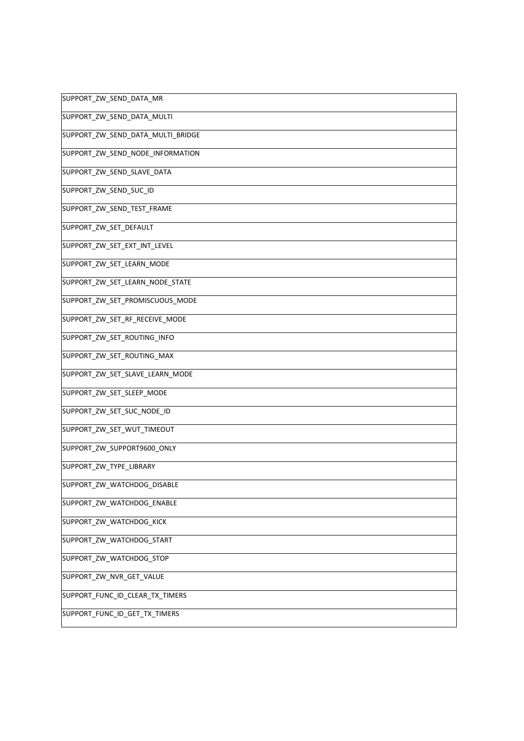| SUPPORT_ZW_SEND_DATA_MR |
|---|
| SUPPORT_ZW_SEND_DATA_MULTI |
| SUPPORT_ZW_SEND_DATA_MULTI_BRIDGE |
| SUPPORT_ZW_SEND_NODE_INFORMATION |
| SUPPORT_ZW_SEND_SLAVE_DATA |
| SUPPORT_ZW_SEND_SUC_ID |
| SUPPORT_ZW_SEND_TEST_FRAME |
| SUPPORT_ZW_SET_DEFAULT |
| SUPPORT_ZW_SET_EXT_INT_LEVEL |
| SUPPORT_ZW_SET_LEARN_MODE |
| SUPPORT_ZW_SET_LEARN_NODE_STATE |
| SUPPORT_ZW_SET_PROMISCUOUS_MODE |
| SUPPORT_ZW_SET_RF_RECEIVE_MODE |
| SUPPORT_ZW_SET_ROUTING_INFO |
| SUPPORT_ZW_SET_ROUTING_MAX |
| SUPPORT_ZW_SET_SLAVE_LEARN_MODE |
| SUPPORT_ZW_SET_SLEEP_MODE |
| SUPPORT_ZW_SET_SUC_NODE_ID |
| SUPPORT_ZW_SET_WUT_TIMEOUT |
| SUPPORT_ZW_SUPPORT9600_ONLY |
| SUPPORT_ZW_TYPE_LIBRARY |
| SUPPORT_ZW_WATCHDOG_DISABLE |
| SUPPORT_ZW_WATCHDOG_ENABLE |
| SUPPORT_ZW_WATCHDOG_KICK |
| SUPPORT_ZW_WATCHDOG_START |
| SUPPORT_ZW_WATCHDOG_STOP |
| SUPPORT_ZW_NVR_GET_VALUE |
| SUPPORT_FUNC_ID_CLEAR_TX_TIMERS |
| SUPPORT_FUNC_ID_GET_TX_TIMERS |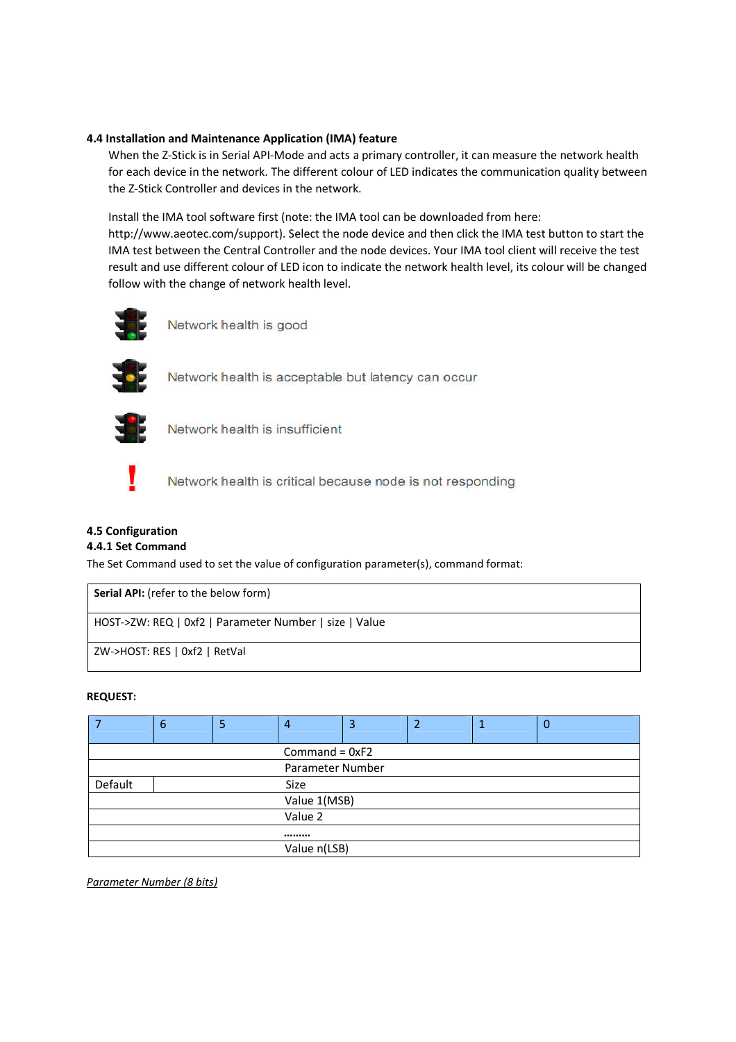### 4.4 Installation and Maintenance Application (IMA) feature

When the Z-Stick is in Serial API-Mode and acts a primary controller, it can measure the network health for each device in the network. The different colour of LED indicates the communication quality between the Z-Stick Controller and devices in the network.

Install the IMA tool software first (note: the IMA tool can be downloaded from here: http://www.aeotec.com/support). Select the node device and then click the IMA test button to start the IMA test between the Central Controller and the node devices. Your IMA tool client will receive the test result and use different colour of LED icon to indicate the network health level, its colour will be changed follow with the change of network health level.

Network health is good

Network health is acceptable but latency can occur

Network health is insufficient

Network health is critical because node is not responding

### 4.5 Configuration

#### 4.4.1 Set Command

The Set Command used to set the value of configuration parameter(s), command format:

| **Serial API:** (refer to the below form) |
|---|
| HOST->ZW: REQ \| 0xf2 \| Parameter Number \| size \| Value |
| ZW->HOST: RES \| 0xf2 \| RetVal |

**REQUEST:**

| 7 | 6 | 5 | 4 | 3 | 2 | 1 | 0 |
|---|---|---|---|---|---|---|---|
| Command = 0xF2 | | | | | | | |
| Parameter Number | | | | | | | |
| Default | Size | | | | | | |
| Value 1(MSB) | | | | | | | |
| Value 2 | | | | | | | |
| ……… | | | | | | | |
| Value n(LSB) | | | | | | | |

*Parameter Number (8 bits)*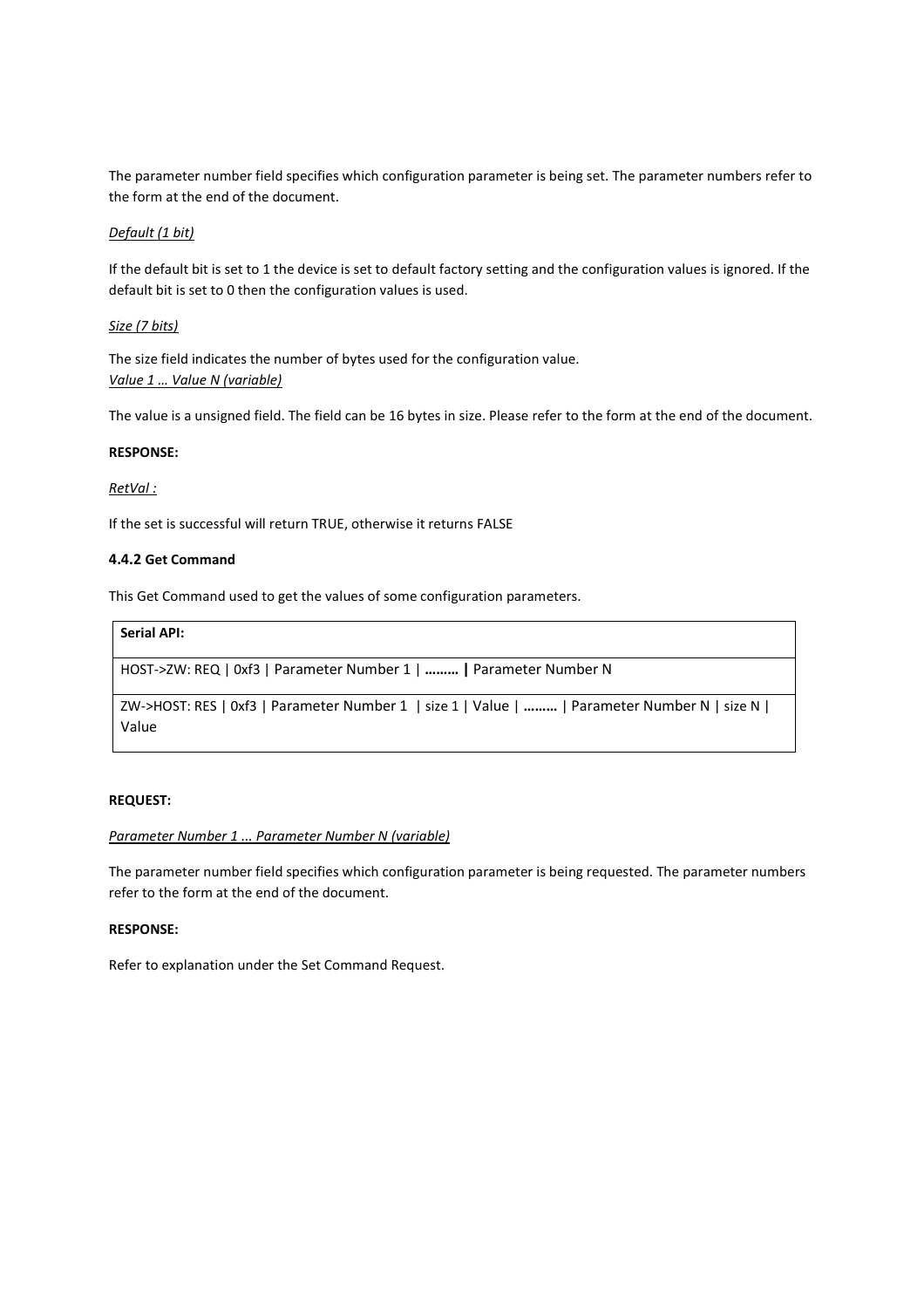The parameter number field specifies which configuration parameter is being set. The parameter numbers refer to the form at the end of the document.

*Default (1 bit)*

If the default bit is set to 1 the device is set to default factory setting and the configuration values is ignored. If the default bit is set to 0 then the configuration values is used.

*Size (7 bits)*

The size field indicates the number of bytes used for the configuration value.

*Value 1 … Value N (variable)*

The value is a unsigned field. The field can be 16 bytes in size. Please refer to the form at the end of the document.

**RESPONSE:**

*RetVal :*

If the set is successful will return TRUE, otherwise it returns FALSE

#### 4.4.2 Get Command

This Get Command used to get the values of some configuration parameters.

| **Serial API:** |
|---|
| HOST->ZW: REQ \| 0xf3 \| Parameter Number 1 \| **………** **\|** Parameter Number N |
| ZW->HOST: RES \| 0xf3 \| Parameter Number 1 \| size 1 \| Value \| **………** \| Parameter Number N \| size N \| Value |

**REQUEST:**

*Parameter Number 1 ... Parameter Number N (variable)*

The parameter number field specifies which configuration parameter is being requested. The parameter numbers refer to the form at the end of the document.

**RESPONSE:**

Refer to explanation under the Set Command Request.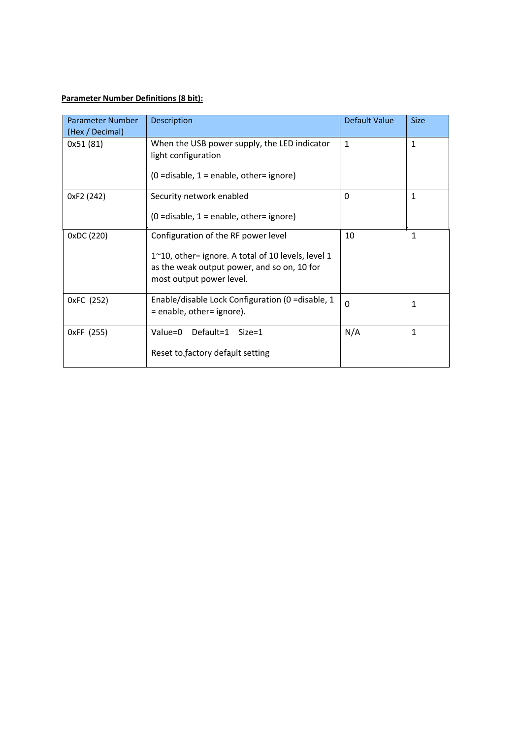**Parameter Number Definitions (8 bit):**

| Parameter Number (Hex / Decimal) | Description | Default Value | Size |
| --- | --- | --- | --- |
| 0x51 (81) | When the USB power supply, the LED indicator light configuration<br><br>(0 =disable, 1 = enable, other= ignore) | 1 | 1 |
| 0xF2 (242) | Security network enabled<br><br>(0 =disable, 1 = enable, other= ignore) | 0 | 1 |
| 0xDC (220) | Configuration of the RF power level<br><br>1~10, other= ignore. A total of 10 levels, level 1 as the weak output power, and so on, 10 for most output power level. | 10 | 1 |
| 0xFC (252) | Enable/disable Lock Configuration (0 =disable, 1 = enable, other= ignore). | 0 | 1 |
| 0xFF (255) | Value=0 Default=1 Size=1<br><br>Reset to factory default setting | N/A | 1 |